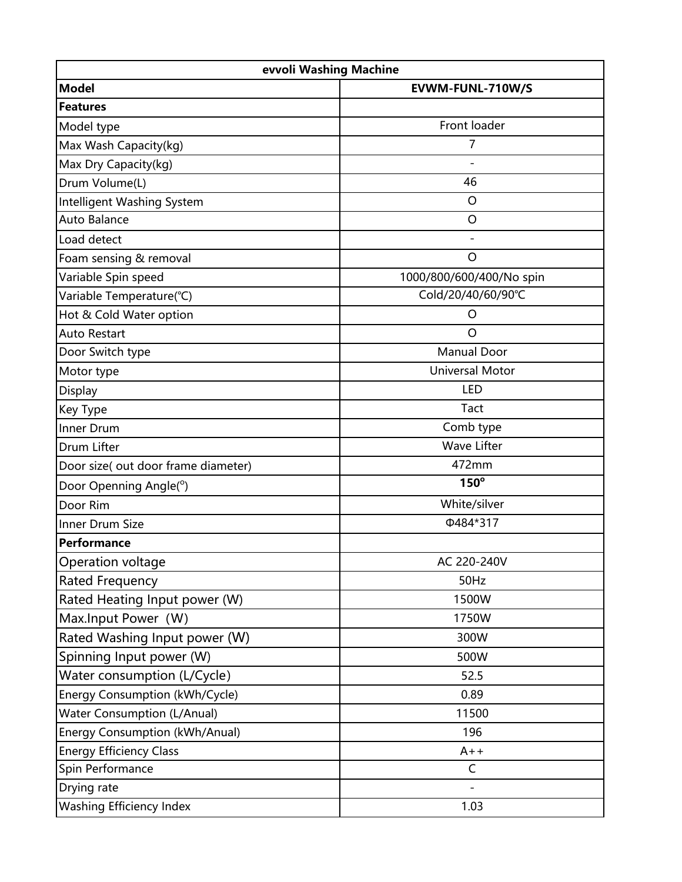| evvoli Washing Machine | |
|---|---|
| **Model** | **EVWM-FUNL-710W/S** |
| **Features** | |
| Model type | Front loader |
| Max Wash Capacity(kg) | 7 |
| Max Dry Capacity(kg) | - |
| Drum Volume(L) | 46 |
| Intelligent Washing System | O |
| Auto Balance | O |
| Load detect | - |
| Foam sensing & removal | O |
| Variable Spin speed | 1000/800/600/400/No spin |
| Variable Temperature(℃) | Cold/20/40/60/90℃ |
| Hot & Cold Water option | O |
| Auto Restart | O |
| Door Switch type | Manual Door |
| Motor type | Universal Motor |
| Display | LED |
| Key Type | Tact |
| Inner Drum | Comb type |
| Drum Lifter | Wave Lifter |
| Door size( out door frame diameter) | 472mm |
| Door Openning Angle(°) | **150°** |
| Door Rim | White/silver |
| Inner Drum Size | Φ484*317 |
| **Performance** | |
| Operation voltage | AC 220-240V |
| Rated Frequency | 50Hz |
| Rated Heating Input power (W) | 1500W |
| Max.Input Power (W) | 1750W |
| Rated Washing Input power (W) | 300W |
| Spinning Input power (W) | 500W |
| Water consumption (L/Cycle) | 52.5 |
| Energy Consumption (kWh/Cycle) | 0.89 |
| Water Consumption (L/Anual) | 11500 |
| Energy Consumption (kWh/Anual) | 196 |
| Energy Efficiency Class | A++ |
| Spin Performance | C |
| Drying rate | - |
| Washing Efficiency Index | 1.03 |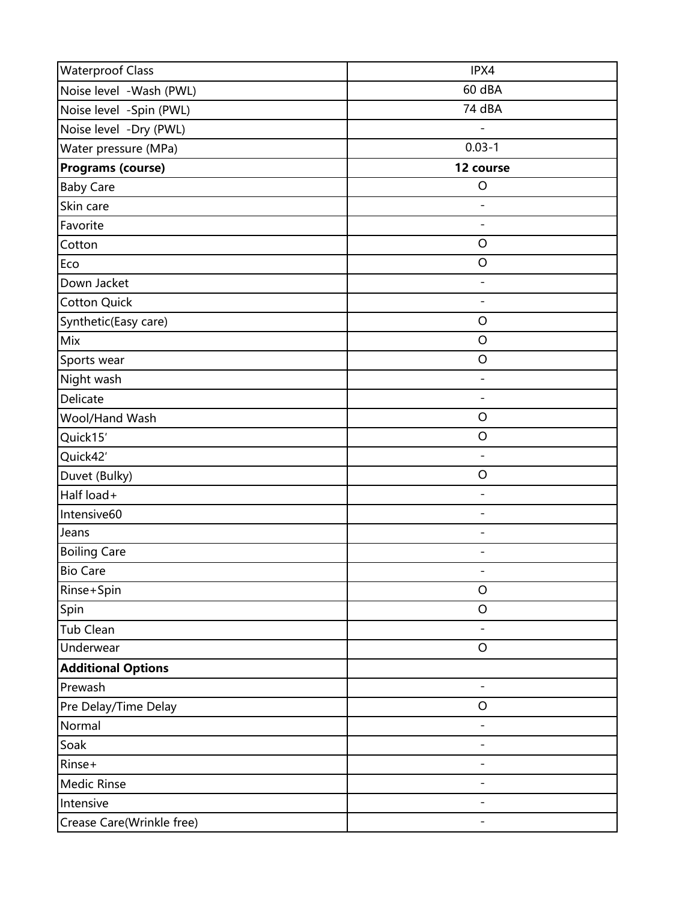| Waterproof Class | IPX4 |
| --- | --- |
| Noise level -Wash (PWL) | 60 dBA |
| Noise level -Spin (PWL) | 74 dBA |
| Noise level -Dry (PWL) | - |
| Water pressure (MPa) | 0.03-1 |
| **Programs (course)** | **12 course** |
| Baby Care | O |
| Skin care | - |
| Favorite | - |
| Cotton | O |
| Eco | O |
| Down Jacket | - |
| Cotton Quick | - |
| Synthetic(Easy care) | O |
| Mix | O |
| Sports wear | O |
| Night wash | - |
| Delicate | - |
| Wool/Hand Wash | O |
| Quick15′ | O |
| Quick42′ | - |
| Duvet (Bulky) | O |
| Half load+ | - |
| Intensive60 | - |
| Jeans | - |
| Boiling Care | - |
| Bio Care | - |
| Rinse+Spin | O |
| Spin | O |
| Tub Clean | - |
| Underwear | O |
| **Additional Options** | |
| Prewash | - |
| Pre Delay/Time Delay | O |
| Normal | - |
| Soak | - |
| Rinse+ | - |
| Medic Rinse | - |
| Intensive | - |
| Crease Care(Wrinkle free) | - |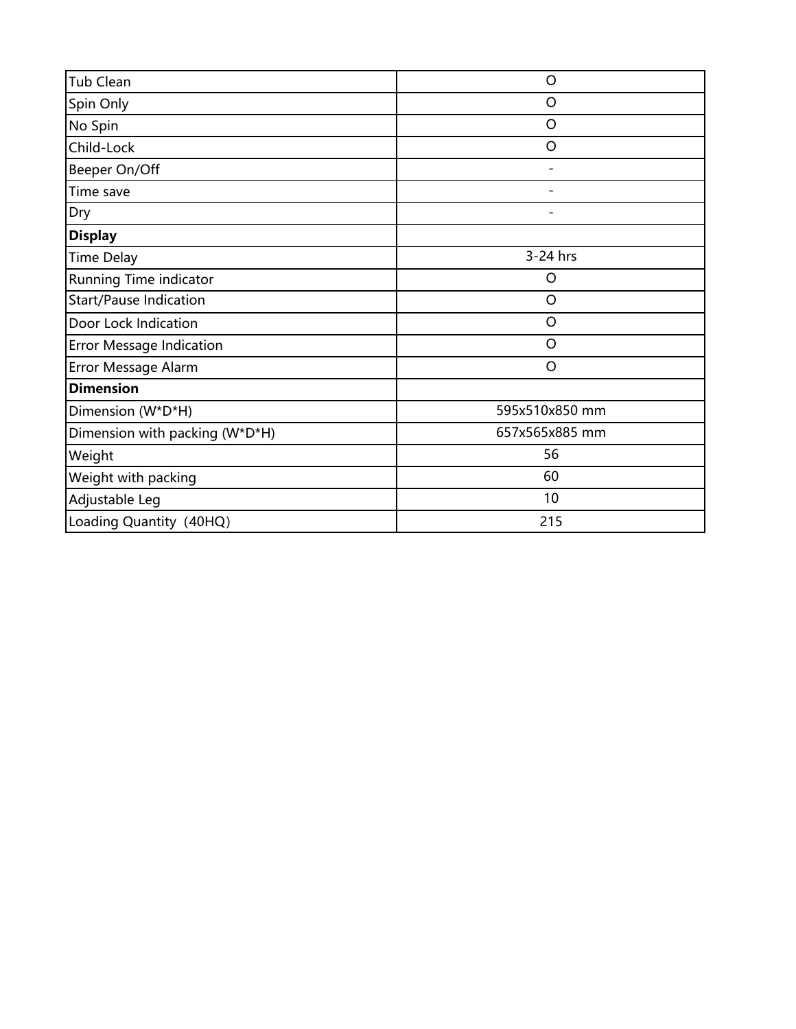| | |
|---|---|
| Tub Clean | O |
| Spin Only | O |
| No Spin | O |
| Child-Lock | O |
| Beeper On/Off | - |
| Time save | - |
| Dry | - |
| **Display** | |
| Time Delay | 3-24 hrs |
| Running Time indicator | O |
| Start/Pause Indication | O |
| Door Lock Indication | O |
| Error Message Indication | O |
| Error Message Alarm | O |
| **Dimension** | |
| Dimension (W*D*H) | 595x510x850 mm |
| Dimension with packing (W*D*H) | 657x565x885 mm |
| Weight | 56 |
| Weight with packing | 60 |
| Adjustable Leg | 10 |
| Loading Quantity（40HQ） | 215 |